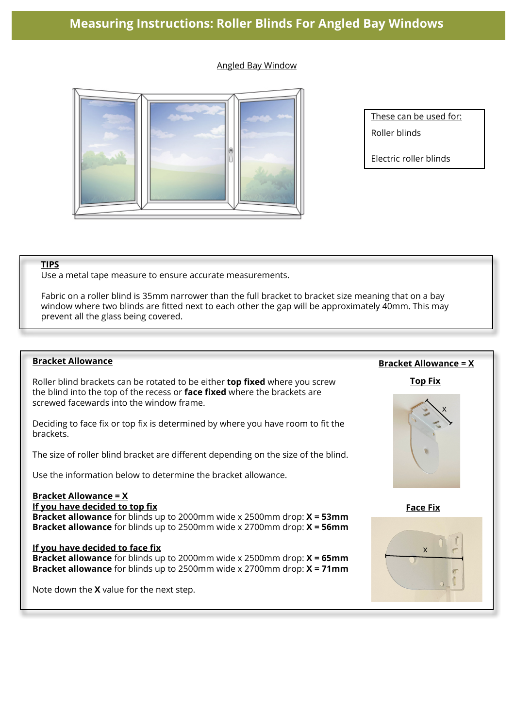# Measuring Instructions: Roller Blinds For Angled Bay Windows

Angled Bay Window

These can be used for:

Roller blinds

Electric roller blinds

**TIPS**

Use a metal tape measure to ensure accurate measurements.

Fabric on a roller blind is 35mm narrower than the full bracket to bracket size meaning that on a bay window where two blinds are fitted next to each other the gap will be approximately 40mm. This may prevent all the glass being covered.

## Bracket Allowance

Roller blind brackets can be rotated to be either **top fixed** where you screw the blind into the top of the recess or **face fixed** where the brackets are screwed facewards into the window frame.

Deciding to face fix or top fix is determined by where you have room to fit the brackets.

The size of roller blind bracket are different depending on the size of the blind.

Use the information below to determine the bracket allowance.

**Bracket Allowance = X**

**If you have decided to top fix**

**Bracket allowance** for blinds up to 2000mm wide x 2500mm drop: **X = 53mm**

**Bracket allowance** for blinds up to 2500mm wide x 2700mm drop: **X = 56mm**

**If you have decided to face fix**

**Bracket allowance** for blinds up to 2000mm wide x 2500mm drop: **X = 65mm**

**Bracket allowance** for blinds up to 2500mm wide x 2700mm drop: **X = 71mm**

Note down the **X** value for the next step.

**Bracket Allowance = X**

**Top Fix**

x

**Face Fix**

x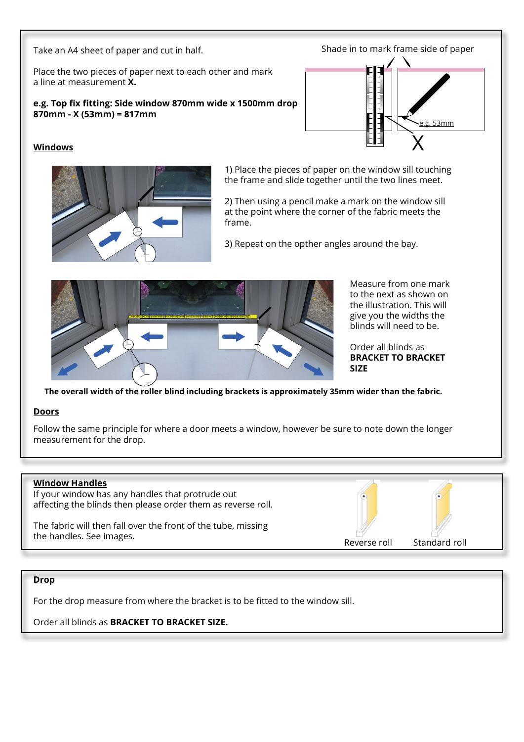Take an A4 sheet of paper and cut in half.

Place the two pieces of paper next to each other and mark a line at measurement **X.**

**e.g. Top fix fitting: Side window 870mm wide x 1500mm drop**
**870mm - X (53mm) = 817mm**

Shade in to mark frame side of paper

e.g. 53mm

X

## Windows

1) Place the pieces of paper on the window sill touching the frame and slide together until the two lines meet.

2) Then using a pencil make a mark on the window sill at the point where the corner of the fabric meets the frame.

3) Repeat on the opther angles around the bay.

Measure from one mark to the next as shown on the illustration. This will give you the widths the blinds will need to be.

Order all blinds as **BRACKET TO BRACKET SIZE**

**The overall width of the roller blind including brackets is approximately 35mm wider than the fabric.**

## Doors

Follow the same principle for where a door meets a window, however be sure to note down the longer measurement for the drop.

## Window Handles

If your window has any handles that protrude out affecting the blinds then please order them as reverse roll.

The fabric will then fall over the front of the tube, missing the handles. See images.

Reverse roll

Standard roll

## Drop

For the drop measure from where the bracket is to be fitted to the window sill.

Order all blinds as **BRACKET TO BRACKET SIZE.**